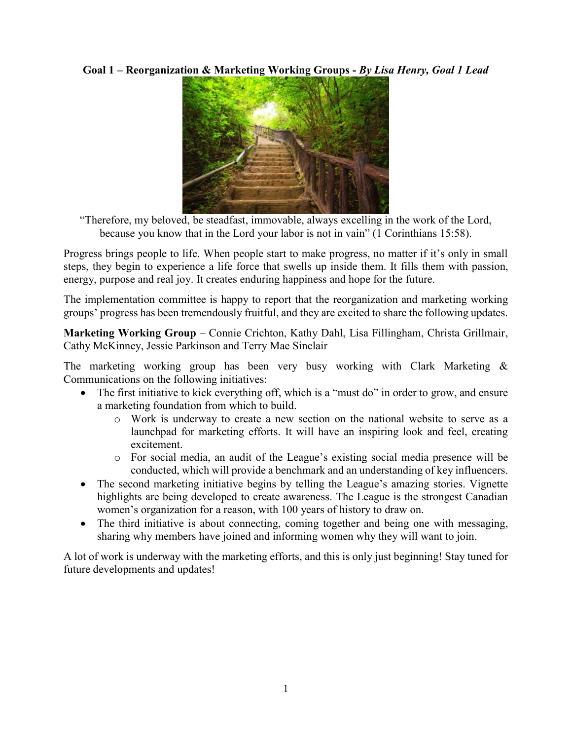**Goal 1 – Reorganization & Marketing Working Groups -** ***By Lisa Henry, Goal 1 Lead***

"Therefore, my beloved, be steadfast, immovable, always excelling in the work of the Lord, because you know that in the Lord your labor is not in vain" (1 Corinthians 15:58).

Progress brings people to life. When people start to make progress, no matter if it's only in small steps, they begin to experience a life force that swells up inside them. It fills them with passion, energy, purpose and real joy. It creates enduring happiness and hope for the future.

The implementation committee is happy to report that the reorganization and marketing working groups' progress has been tremendously fruitful, and they are excited to share the following updates.

**Marketing Working Group** – Connie Crichton, Kathy Dahl, Lisa Fillingham, Christa Grillmair, Cathy McKinney, Jessie Parkinson and Terry Mae Sinclair

The marketing working group has been very busy working with Clark Marketing & Communications on the following initiatives:

- The first initiative to kick everything off, which is a "must do" in order to grow, and ensure a marketing foundation from which to build.
  - Work is underway to create a new section on the national website to serve as a launchpad for marketing efforts. It will have an inspiring look and feel, creating excitement.
  - For social media, an audit of the League's existing social media presence will be conducted, which will provide a benchmark and an understanding of key influencers.
- The second marketing initiative begins by telling the League's amazing stories. Vignette highlights are being developed to create awareness. The League is the strongest Canadian women's organization for a reason, with 100 years of history to draw on.
- The third initiative is about connecting, coming together and being one with messaging, sharing why members have joined and informing women why they will want to join.

A lot of work is underway with the marketing efforts, and this is only just beginning! Stay tuned for future developments and updates!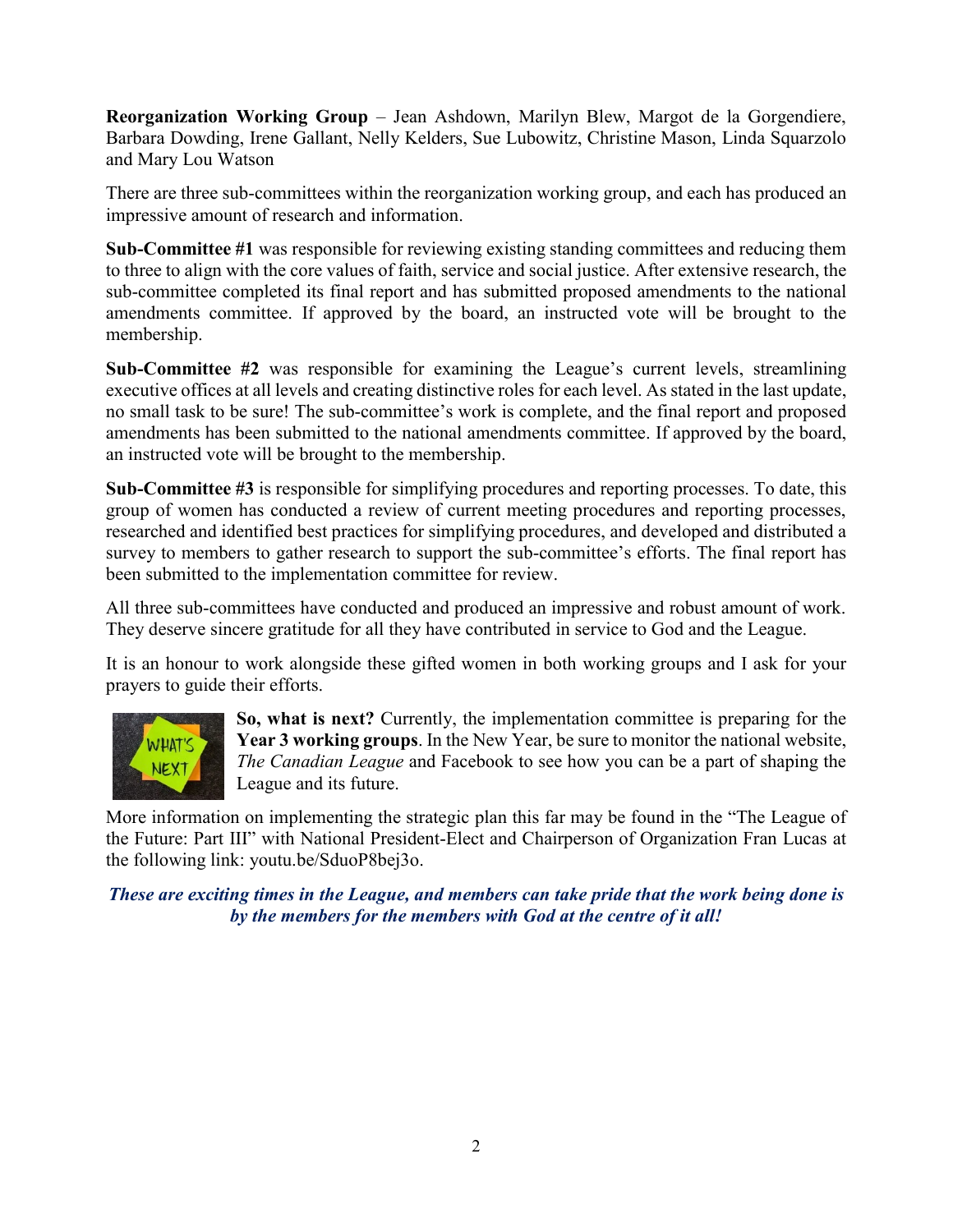**Reorganization Working Group** – Jean Ashdown, Marilyn Blew, Margot de la Gorgendiere, Barbara Dowding, Irene Gallant, Nelly Kelders, Sue Lubowitz, Christine Mason, Linda Squarzolo and Mary Lou Watson

There are three sub-committees within the reorganization working group, and each has produced an impressive amount of research and information.

**Sub-Committee #1** was responsible for reviewing existing standing committees and reducing them to three to align with the core values of faith, service and social justice. After extensive research, the sub-committee completed its final report and has submitted proposed amendments to the national amendments committee. If approved by the board, an instructed vote will be brought to the membership.

**Sub-Committee #2** was responsible for examining the League's current levels, streamlining executive offices at all levels and creating distinctive roles for each level. As stated in the last update, no small task to be sure! The sub-committee's work is complete, and the final report and proposed amendments has been submitted to the national amendments committee. If approved by the board, an instructed vote will be brought to the membership.

**Sub-Committee #3** is responsible for simplifying procedures and reporting processes. To date, this group of women has conducted a review of current meeting procedures and reporting processes, researched and identified best practices for simplifying procedures, and developed and distributed a survey to members to gather research to support the sub-committee's efforts. The final report has been submitted to the implementation committee for review.

All three sub-committees have conducted and produced an impressive and robust amount of work. They deserve sincere gratitude for all they have contributed in service to God and the League.

It is an honour to work alongside these gifted women in both working groups and I ask for your prayers to guide their efforts.

**So, what is next?** Currently, the implementation committee is preparing for the **Year 3 working groups**. In the New Year, be sure to monitor the national website, *The Canadian League* and Facebook to see how you can be a part of shaping the League and its future.

More information on implementing the strategic plan this far may be found in the "The League of the Future: Part III" with National President-Elect and Chairperson of Organization Fran Lucas at the following link: youtu.be/SduoP8bej3o.

***These are exciting times in the League, and members can take pride that the work being done is by the members for the members with God at the centre of it all!***